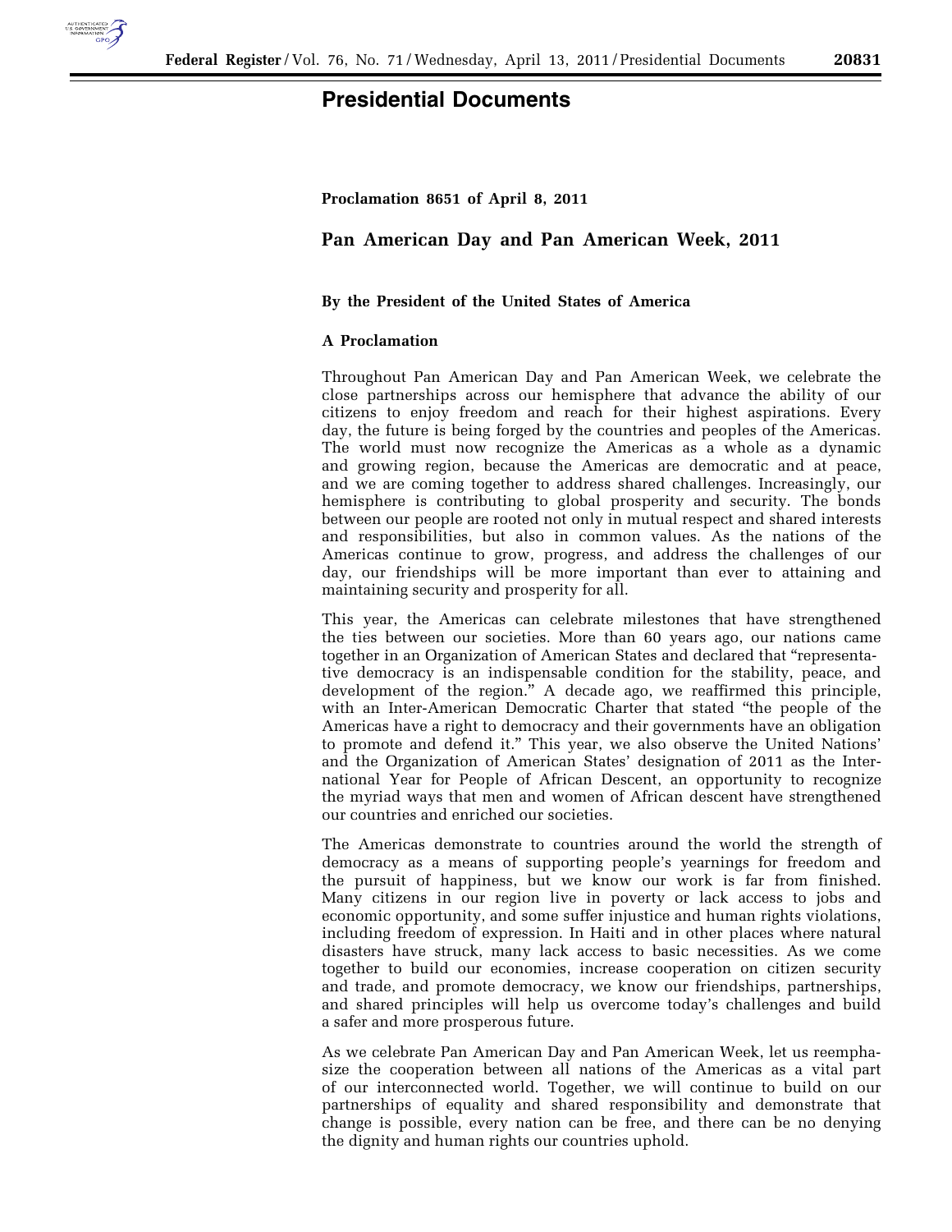# Presidential Documents

**Proclamation 8651 of April 8, 2011**

## Pan American Day and Pan American Week, 2011

**By the President of the United States of America**

**A Proclamation**

Throughout Pan American Day and Pan American Week, we celebrate the close partnerships across our hemisphere that advance the ability of our citizens to enjoy freedom and reach for their highest aspirations. Every day, the future is being forged by the countries and peoples of the Americas. The world must now recognize the Americas as a whole as a dynamic and growing region, because the Americas are democratic and at peace, and we are coming together to address shared challenges. Increasingly, our hemisphere is contributing to global prosperity and security. The bonds between our people are rooted not only in mutual respect and shared interests and responsibilities, but also in common values. As the nations of the Americas continue to grow, progress, and address the challenges of our day, our friendships will be more important than ever to attaining and maintaining security and prosperity for all.

This year, the Americas can celebrate milestones that have strengthened the ties between our societies. More than 60 years ago, our nations came together in an Organization of American States and declared that "representative democracy is an indispensable condition for the stability, peace, and development of the region." A decade ago, we reaffirmed this principle, with an Inter-American Democratic Charter that stated "the people of the Americas have a right to democracy and their governments have an obligation to promote and defend it." This year, we also observe the United Nations' and the Organization of American States' designation of 2011 as the International Year for People of African Descent, an opportunity to recognize the myriad ways that men and women of African descent have strengthened our countries and enriched our societies.

The Americas demonstrate to countries around the world the strength of democracy as a means of supporting people's yearnings for freedom and the pursuit of happiness, but we know our work is far from finished. Many citizens in our region live in poverty or lack access to jobs and economic opportunity, and some suffer injustice and human rights violations, including freedom of expression. In Haiti and in other places where natural disasters have struck, many lack access to basic necessities. As we come together to build our economies, increase cooperation on citizen security and trade, and promote democracy, we know our friendships, partnerships, and shared principles will help us overcome today's challenges and build a safer and more prosperous future.

As we celebrate Pan American Day and Pan American Week, let us reemphasize the cooperation between all nations of the Americas as a vital part of our interconnected world. Together, we will continue to build on our partnerships of equality and shared responsibility and demonstrate that change is possible, every nation can be free, and there can be no denying the dignity and human rights our countries uphold.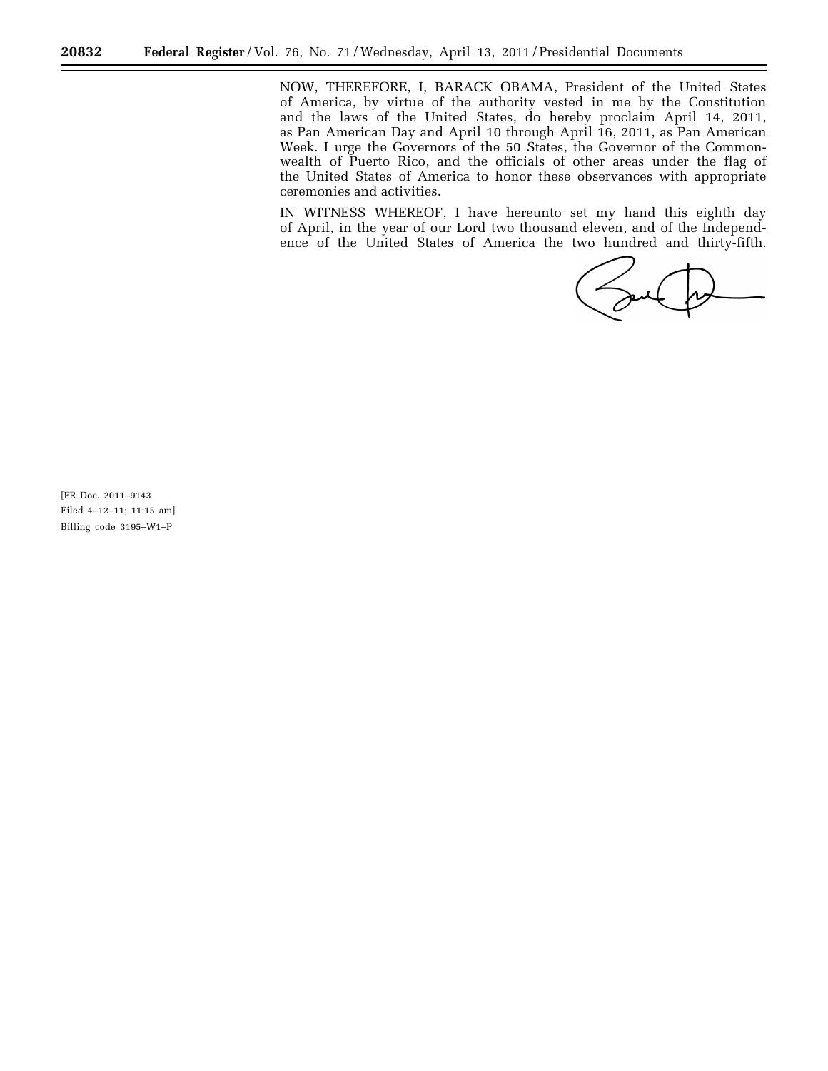NOW, THEREFORE, I, BARACK OBAMA, President of the United States of America, by virtue of the authority vested in me by the Constitution and the laws of the United States, do hereby proclaim April 14, 2011, as Pan American Day and April 10 through April 16, 2011, as Pan American Week. I urge the Governors of the 50 States, the Governor of the Commonwealth of Puerto Rico, and the officials of other areas under the flag of the United States of America to honor these observances with appropriate ceremonies and activities.

IN WITNESS WHEREOF, I have hereunto set my hand this eighth day of April, in the year of our Lord two thousand eleven, and of the Independence of the United States of America the two hundred and thirty-fifth.

[FR Doc. 2011–9143
Filed 4–12–11; 11:15 am]
Billing code 3195–W1–P